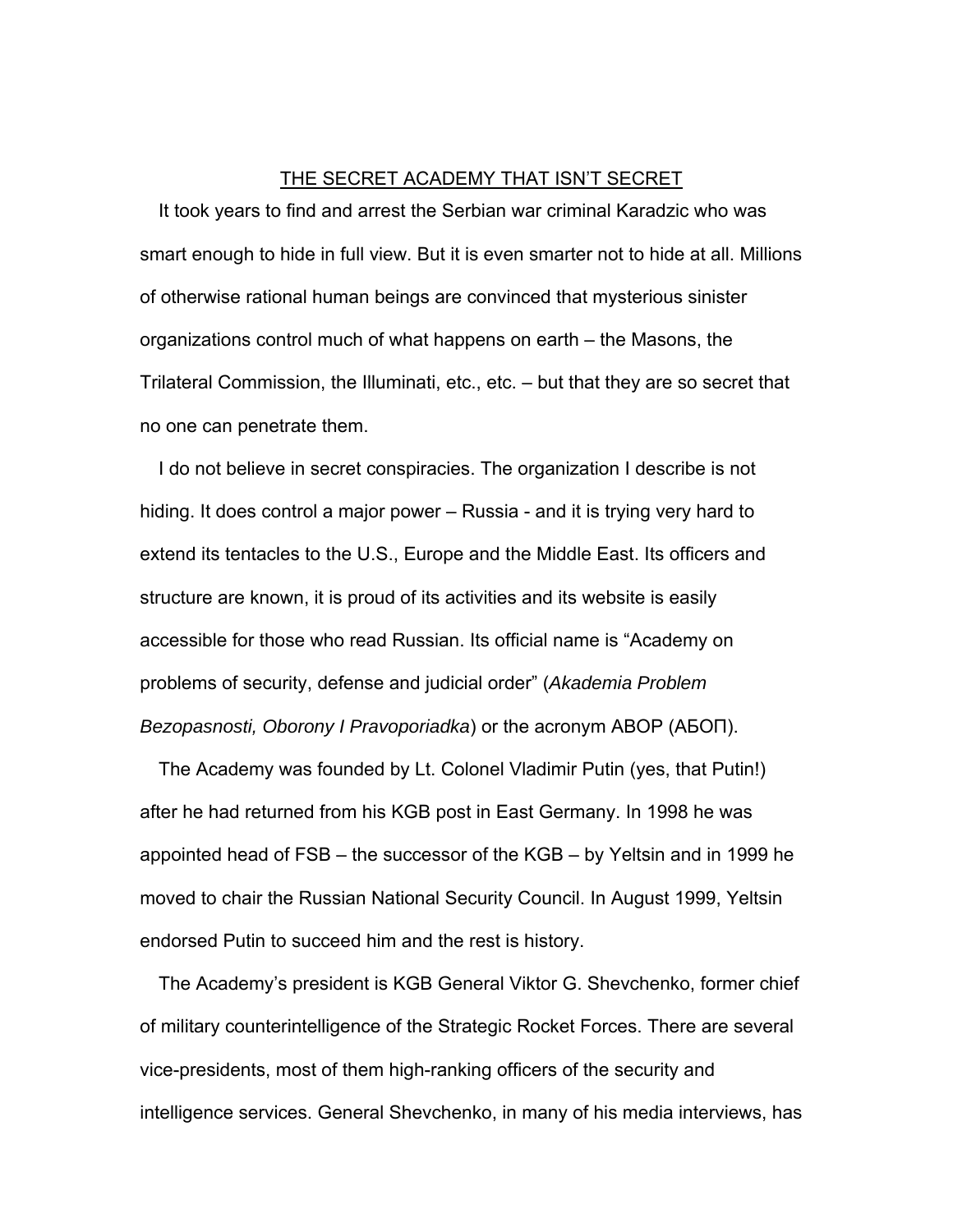# THE SECRET ACADEMY THAT ISN'T SECRET

It took years to find and arrest the Serbian war criminal Karadzic who was smart enough to hide in full view. But it is even smarter not to hide at all. Millions of otherwise rational human beings are convinced that mysterious sinister organizations control much of what happens on earth – the Masons, the Trilateral Commission, the Illuminati, etc., etc. – but that they are so secret that no one can penetrate them.

I do not believe in secret conspiracies. The organization I describe is not hiding. It does control a major power – Russia - and it is trying very hard to extend its tentacles to the U.S., Europe and the Middle East. Its officers and structure are known, it is proud of its activities and its website is easily accessible for those who read Russian. Its official name is "Academy on problems of security, defense and judicial order" (*Akademia Problem Bezopasnosti, Oborony I Pravoporiadka*) or the acronym ABOP (АБОП).

The Academy was founded by Lt. Colonel Vladimir Putin (yes, that Putin!) after he had returned from his KGB post in East Germany. In 1998 he was appointed head of FSB – the successor of the KGB – by Yeltsin and in 1999 he moved to chair the Russian National Security Council. In August 1999, Yeltsin endorsed Putin to succeed him and the rest is history.

The Academy's president is KGB General Viktor G. Shevchenko, former chief of military counterintelligence of the Strategic Rocket Forces. There are several vice-presidents, most of them high-ranking officers of the security and intelligence services. General Shevchenko, in many of his media interviews, has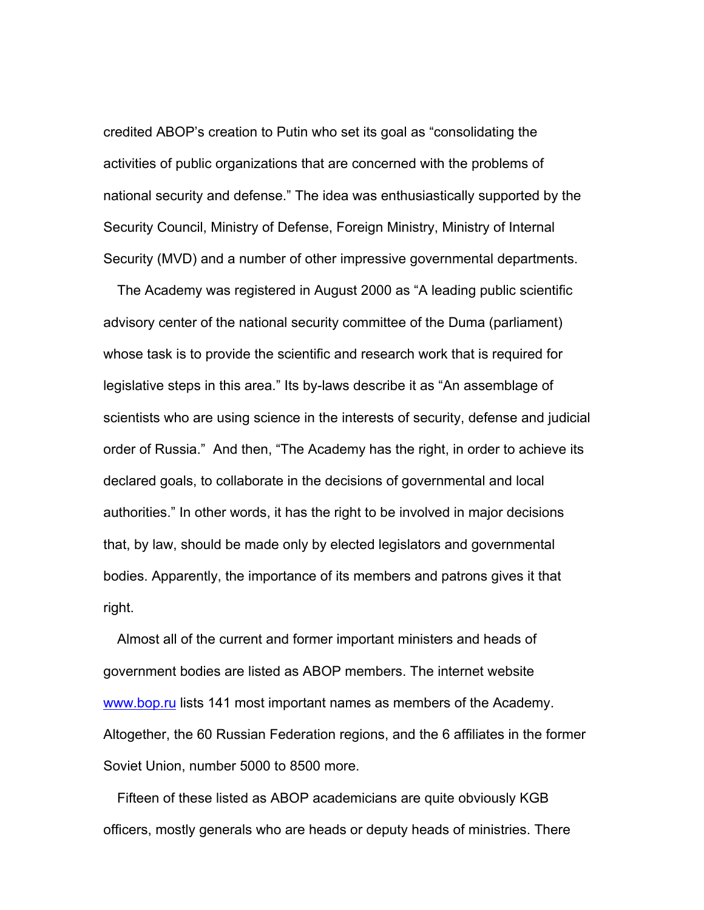credited ABOP's creation to Putin who set its goal as "consolidating the activities of public organizations that are concerned with the problems of national security and defense." The idea was enthusiastically supported by the Security Council, Ministry of Defense, Foreign Ministry, Ministry of Internal Security (MVD) and a number of other impressive governmental departments.

The Academy was registered in August 2000 as "A leading public scientific advisory center of the national security committee of the Duma (parliament) whose task is to provide the scientific and research work that is required for legislative steps in this area." Its by-laws describe it as "An assemblage of scientists who are using science in the interests of security, defense and judicial order of Russia." And then, "The Academy has the right, in order to achieve its declared goals, to collaborate in the decisions of governmental and local authorities." In other words, it has the right to be involved in major decisions that, by law, should be made only by elected legislators and governmental bodies. Apparently, the importance of its members and patrons gives it that right.

Almost all of the current and former important ministers and heads of government bodies are listed as ABOP members. The internet website [www.bop.ru](http://www.bop.ru) lists 141 most important names as members of the Academy. Altogether, the 60 Russian Federation regions, and the 6 affiliates in the former Soviet Union, number 5000 to 8500 more.

Fifteen of these listed as ABOP academicians are quite obviously KGB officers, mostly generals who are heads or deputy heads of ministries. There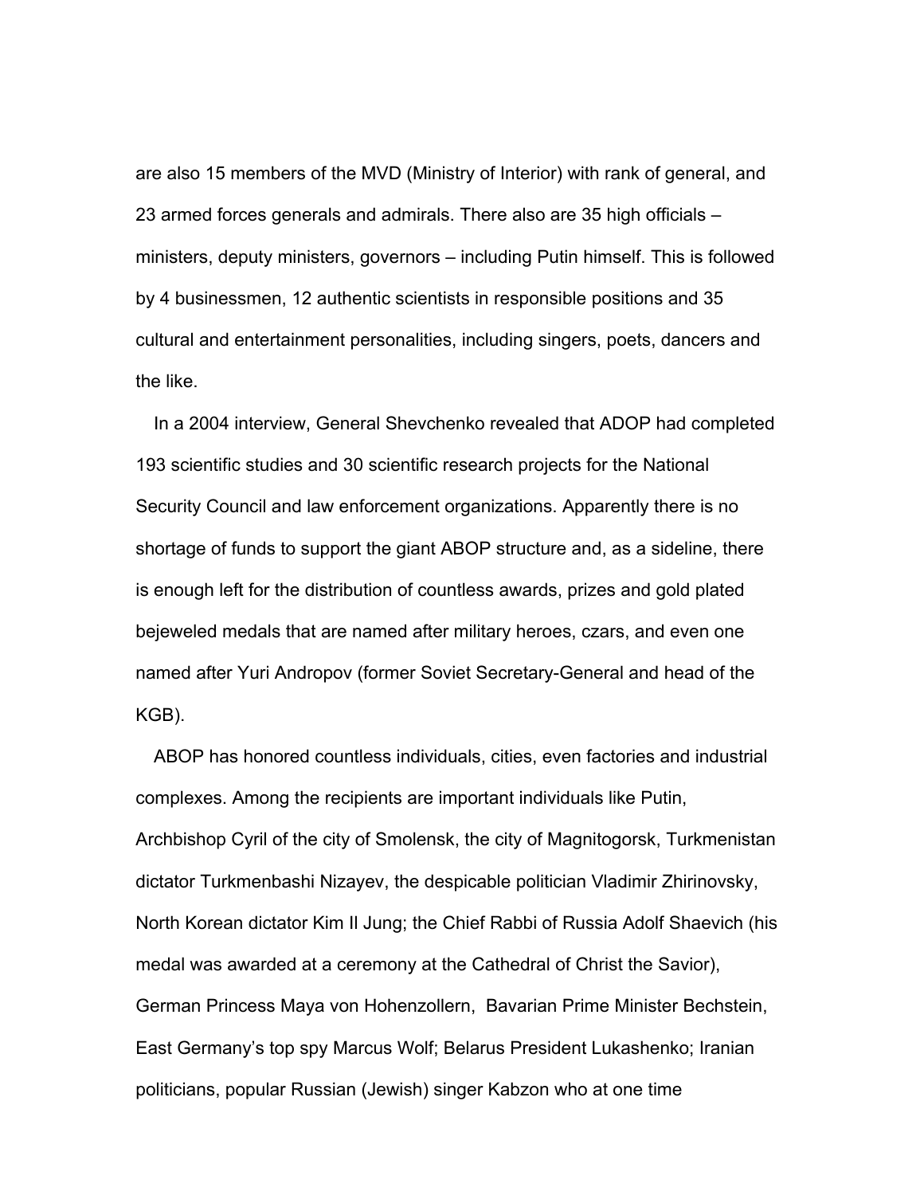are also 15 members of the MVD (Ministry of Interior) with rank of general, and 23 armed forces generals and admirals. There also are 35 high officials – ministers, deputy ministers, governors – including Putin himself. This is followed by 4 businessmen, 12 authentic scientists in responsible positions and 35 cultural and entertainment personalities, including singers, poets, dancers and the like.

In a 2004 interview, General Shevchenko revealed that ADOP had completed 193 scientific studies and 30 scientific research projects for the National Security Council and law enforcement organizations. Apparently there is no shortage of funds to support the giant ABOP structure and, as a sideline, there is enough left for the distribution of countless awards, prizes and gold plated bejeweled medals that are named after military heroes, czars, and even one named after Yuri Andropov (former Soviet Secretary-General and head of the KGB).

ABOP has honored countless individuals, cities, even factories and industrial complexes. Among the recipients are important individuals like Putin, Archbishop Cyril of the city of Smolensk, the city of Magnitogorsk, Turkmenistan dictator Turkmenbashi Nizayev, the despicable politician Vladimir Zhirinovsky, North Korean dictator Kim Il Jung; the Chief Rabbi of Russia Adolf Shaevich (his medal was awarded at a ceremony at the Cathedral of Christ the Savior), German Princess Maya von Hohenzollern, Bavarian Prime Minister Bechstein, East Germany's top spy Marcus Wolf; Belarus President Lukashenko; Iranian politicians, popular Russian (Jewish) singer Kabzon who at one time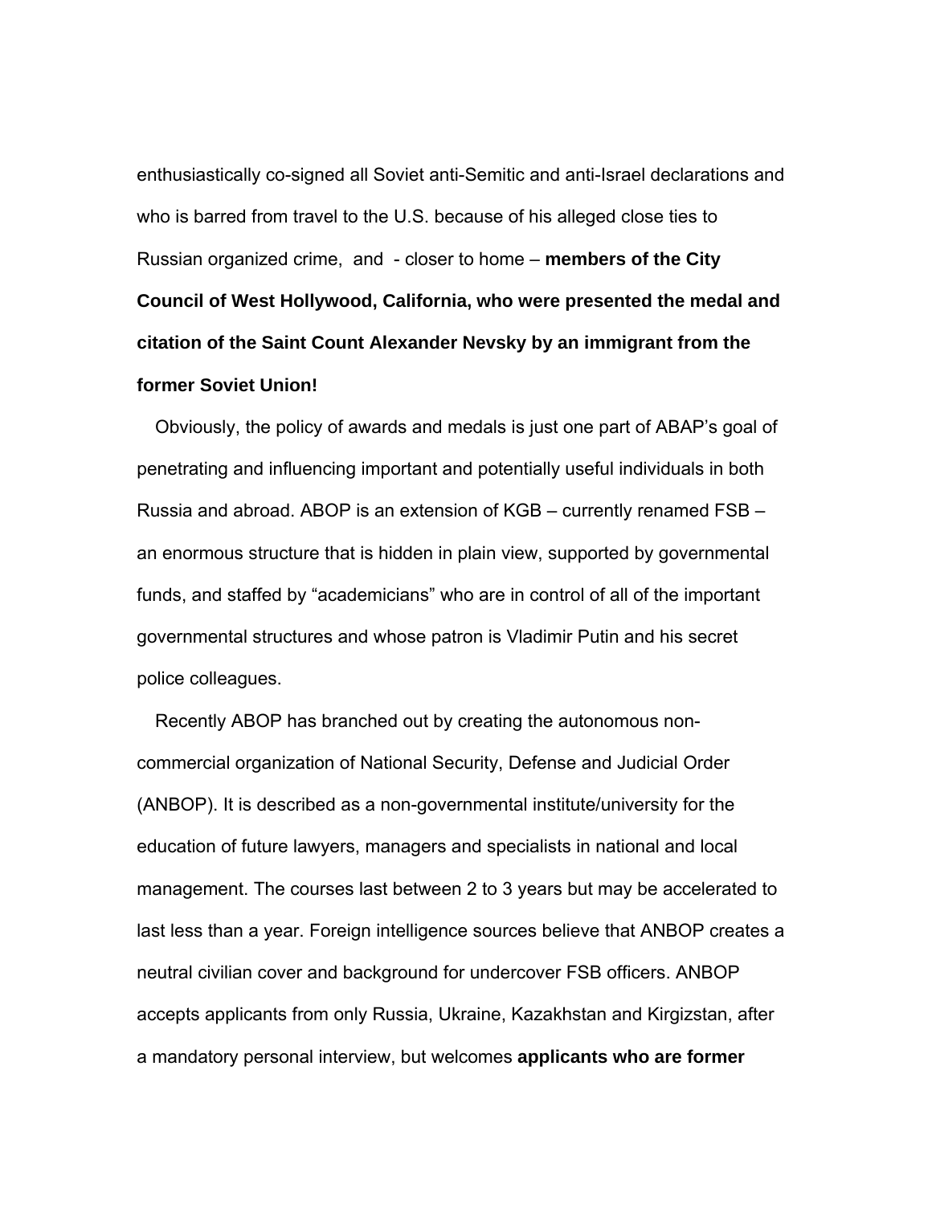enthusiastically co-signed all Soviet anti-Semitic and anti-Israel declarations and who is barred from travel to the U.S. because of his alleged close ties to Russian organized crime, and - closer to home – **members of the City Council of West Hollywood, California, who were presented the medal and citation of the Saint Count Alexander Nevsky by an immigrant from the former Soviet Union!**

Obviously, the policy of awards and medals is just one part of ABAP's goal of penetrating and influencing important and potentially useful individuals in both Russia and abroad. ABOP is an extension of KGB – currently renamed FSB – an enormous structure that is hidden in plain view, supported by governmental funds, and staffed by "academicians" who are in control of all of the important governmental structures and whose patron is Vladimir Putin and his secret police colleagues.

Recently ABOP has branched out by creating the autonomous non-commercial organization of National Security, Defense and Judicial Order (ANBOP). It is described as a non-governmental institute/university for the education of future lawyers, managers and specialists in national and local management. The courses last between 2 to 3 years but may be accelerated to last less than a year. Foreign intelligence sources believe that ANBOP creates a neutral civilian cover and background for undercover FSB officers. ANBOP accepts applicants from only Russia, Ukraine, Kazakhstan and Kirgizstan, after a mandatory personal interview, but welcomes **applicants who are former**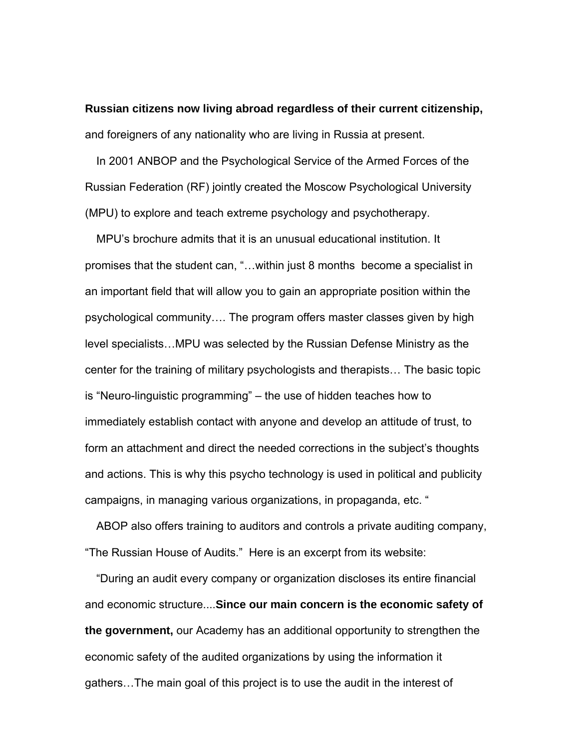**Russian citizens now living abroad regardless of their current citizenship,** and foreigners of any nationality who are living in Russia at present.

In 2001 ANBOP and the Psychological Service of the Armed Forces of the Russian Federation (RF) jointly created the Moscow Psychological University (MPU) to explore and teach extreme psychology and psychotherapy.

MPU's brochure admits that it is an unusual educational institution. It promises that the student can, "…within just 8 months become a specialist in an important field that will allow you to gain an appropriate position within the psychological community…. The program offers master classes given by high level specialists…MPU was selected by the Russian Defense Ministry as the center for the training of military psychologists and therapists… The basic topic is "Neuro-linguistic programming" – the use of hidden teaches how to immediately establish contact with anyone and develop an attitude of trust, to form an attachment and direct the needed corrections in the subject's thoughts and actions. This is why this psycho technology is used in political and publicity campaigns, in managing various organizations, in propaganda, etc. "

ABOP also offers training to auditors and controls a private auditing company, "The Russian House of Audits." Here is an excerpt from its website:

"During an audit every company or organization discloses its entire financial and economic structure....**Since our main concern is the economic safety of the government,** our Academy has an additional opportunity to strengthen the economic safety of the audited organizations by using the information it gathers…The main goal of this project is to use the audit in the interest of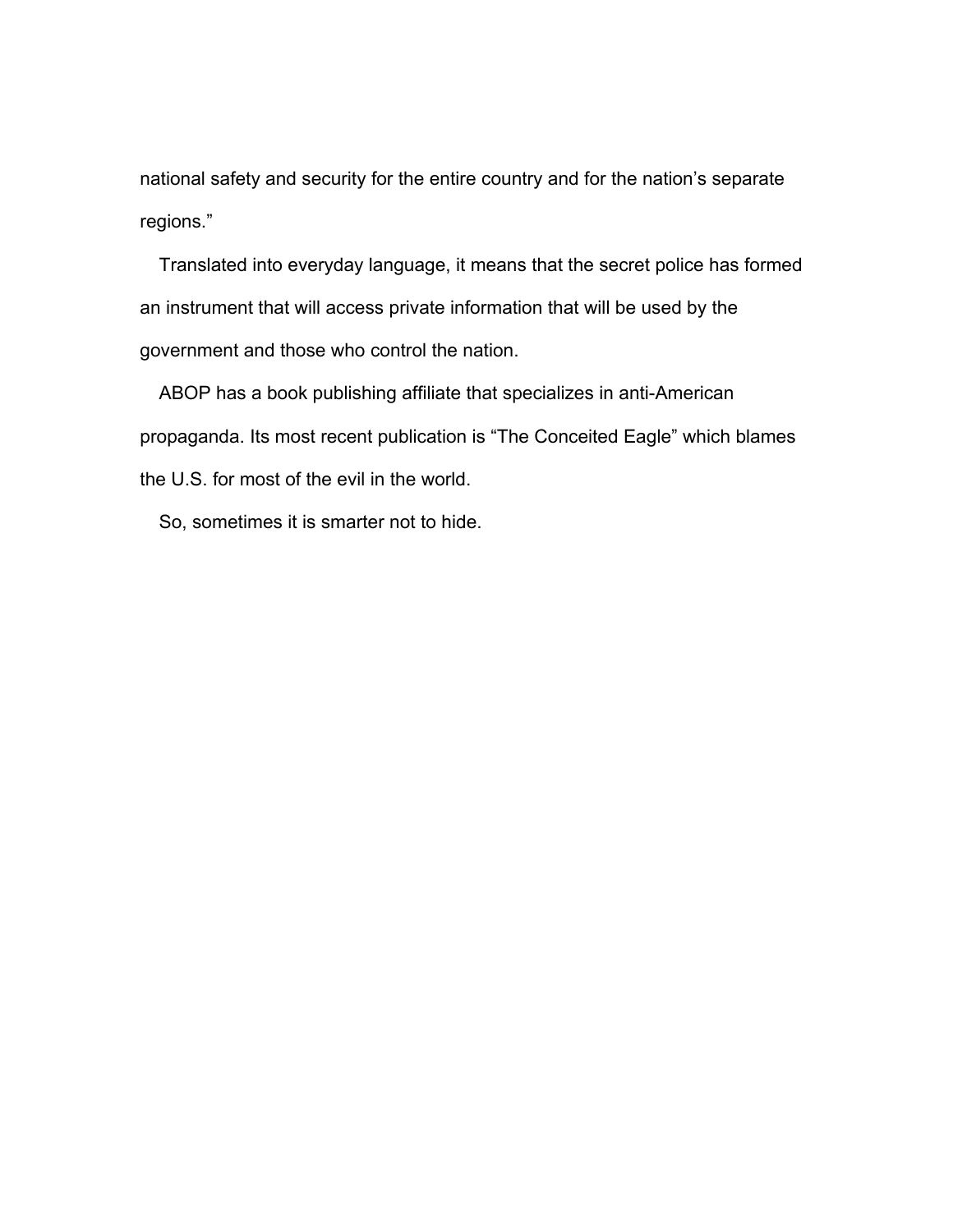national safety and security for the entire country and for the nation's separate regions."

Translated into everyday language, it means that the secret police has formed an instrument that will access private information that will be used by the government and those who control the nation.

ABOP has a book publishing affiliate that specializes in anti-American propaganda. Its most recent publication is "The Conceited Eagle" which blames the U.S. for most of the evil in the world.

So, sometimes it is smarter not to hide.